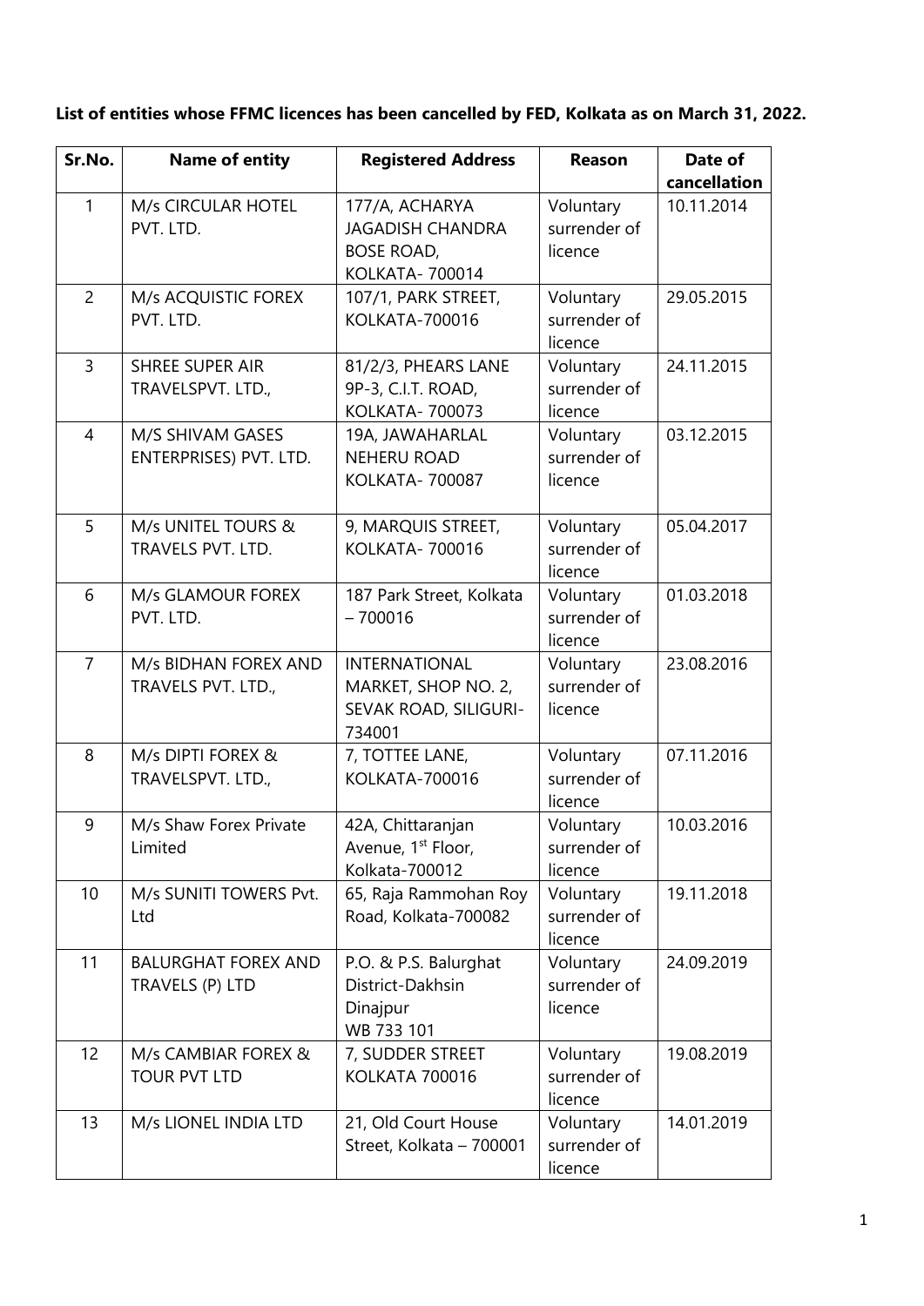**List of entities whose FFMC licences has been cancelled by FED, Kolkata as on March 31, 2022.**

| Sr.No. | Name of entity | Registered Address | Reason | Date of cancellation |
|---|---|---|---|---|
| 1 | M/s CIRCULAR HOTEL PVT. LTD. | 177/A, ACHARYA JAGADISH CHANDRA BOSE ROAD, KOLKATA- 700014 | Voluntary surrender of licence | 10.11.2014 |
| 2 | M/s ACQUISTIC FOREX PVT. LTD. | 107/1, PARK STREET, KOLKATA-700016 | Voluntary surrender of licence | 29.05.2015 |
| 3 | SHREE SUPER AIR TRAVELSPVT. LTD., | 81/2/3, PHEARS LANE 9P-3, C.I.T. ROAD, KOLKATA- 700073 | Voluntary surrender of licence | 24.11.2015 |
| 4 | M/S SHIVAM GASES ENTERPRISES) PVT. LTD. | 19A, JAWAHARLAL NEHERU ROAD KOLKATA- 700087 | Voluntary surrender of licence | 03.12.2015 |
| 5 | M/s UNITEL TOURS & TRAVELS PVT. LTD. | 9, MARQUIS STREET, KOLKATA- 700016 | Voluntary surrender of licence | 05.04.2017 |
| 6 | M/s GLAMOUR FOREX PVT. LTD. | 187 Park Street, Kolkata – 700016 | Voluntary surrender of licence | 01.03.2018 |
| 7 | M/s BIDHAN FOREX AND TRAVELS PVT. LTD., | INTERNATIONAL MARKET, SHOP NO. 2, SEVAK ROAD, SILIGURI-734001 | Voluntary surrender of licence | 23.08.2016 |
| 8 | M/s DIPTI FOREX & TRAVELSPVT. LTD., | 7, TOTTEE LANE, KOLKATA-700016 | Voluntary surrender of licence | 07.11.2016 |
| 9 | M/s Shaw Forex Private Limited | 42A, Chittaranjan Avenue, 1st Floor, Kolkata-700012 | Voluntary surrender of licence | 10.03.2016 |
| 10 | M/s SUNITI TOWERS Pvt. Ltd | 65, Raja Rammohan Roy Road, Kolkata-700082 | Voluntary surrender of licence | 19.11.2018 |
| 11 | BALURGHAT FOREX AND TRAVELS (P) LTD | P.O. & P.S. Balurghat District-Dakhsin Dinajpur WB 733 101 | Voluntary surrender of licence | 24.09.2019 |
| 12 | M/s CAMBIAR FOREX & TOUR PVT LTD | 7, SUDDER STREET KOLKATA 700016 | Voluntary surrender of licence | 19.08.2019 |
| 13 | M/s LIONEL INDIA LTD | 21, Old Court House Street, Kolkata – 700001 | Voluntary surrender of licence | 14.01.2019 |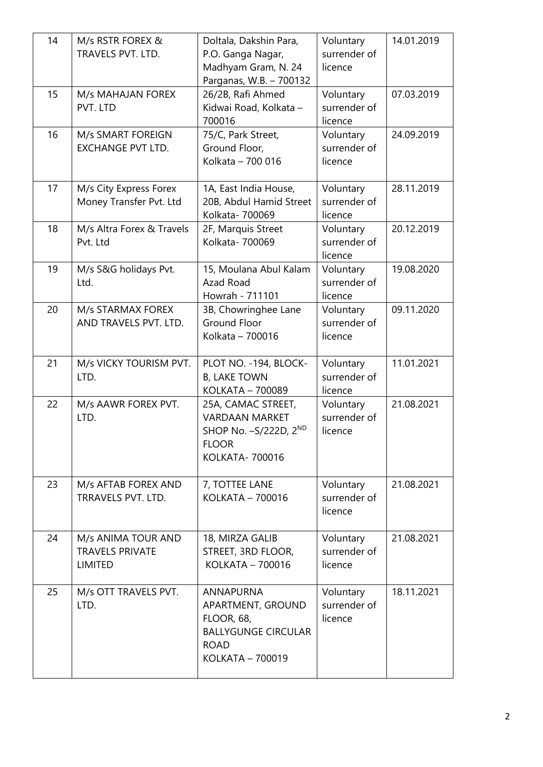| 14 | M/s RSTR FOREX & TRAVELS PVT. LTD. | Doltala, Dakshin Para, P.O. Ganga Nagar, Madhyam Gram, N. 24 Parganas, W.B. – 700132 | Voluntary surrender of licence | 14.01.2019 |
|---|---|---|---|---|
| 15 | M/s MAHAJAN FOREX PVT. LTD | 26/2B, Rafi Ahmed Kidwai Road, Kolkata – 700016 | Voluntary surrender of licence | 07.03.2019 |
| 16 | M/s SMART FOREIGN EXCHANGE PVT LTD. | 75/C, Park Street, Ground Floor, Kolkata – 700 016 | Voluntary surrender of licence | 24.09.2019 |
| 17 | M/s City Express Forex Money Transfer Pvt. Ltd | 1A, East India House, 20B, Abdul Hamid Street Kolkata- 700069 | Voluntary surrender of licence | 28.11.2019 |
| 18 | M/s Altra Forex & Travels Pvt. Ltd | 2F, Marquis Street Kolkata- 700069 | Voluntary surrender of licence | 20.12.2019 |
| 19 | M/s S&G holidays Pvt. Ltd. | 15, Moulana Abul Kalam Azad Road Howrah - 711101 | Voluntary surrender of licence | 19.08.2020 |
| 20 | M/s STARMAX FOREX AND TRAVELS PVT. LTD. | 3B, Chowringhee Lane Ground Floor Kolkata – 700016 | Voluntary surrender of licence | 09.11.2020 |
| 21 | M/s VICKY TOURISM PVT. LTD. | PLOT NO. -194, BLOCK-B, LAKE TOWN KOLKATA – 700089 | Voluntary surrender of licence | 11.01.2021 |
| 22 | M/s AAWR FOREX PVT. LTD. | 25A, CAMAC STREET, VARDAAN MARKET SHOP No. –S/222D, 2ND FLOOR KOLKATA- 700016 | Voluntary surrender of licence | 21.08.2021 |
| 23 | M/s AFTAB FOREX AND TRRAVELS PVT. LTD. | 7, TOTTEE LANE KOLKATA – 700016 | Voluntary surrender of licence | 21.08.2021 |
| 24 | M/s ANIMA TOUR AND TRAVELS PRIVATE LIMITED | 18, MIRZA GALIB STREET, 3RD FLOOR, KOLKATA – 700016 | Voluntary surrender of licence | 21.08.2021 |
| 25 | M/s OTT TRAVELS PVT. LTD. | ANNAPURNA APARTMENT, GROUND FLOOR, 68, BALLYGUNGE CIRCULAR ROAD KOLKATA – 700019 | Voluntary surrender of licence | 18.11.2021 |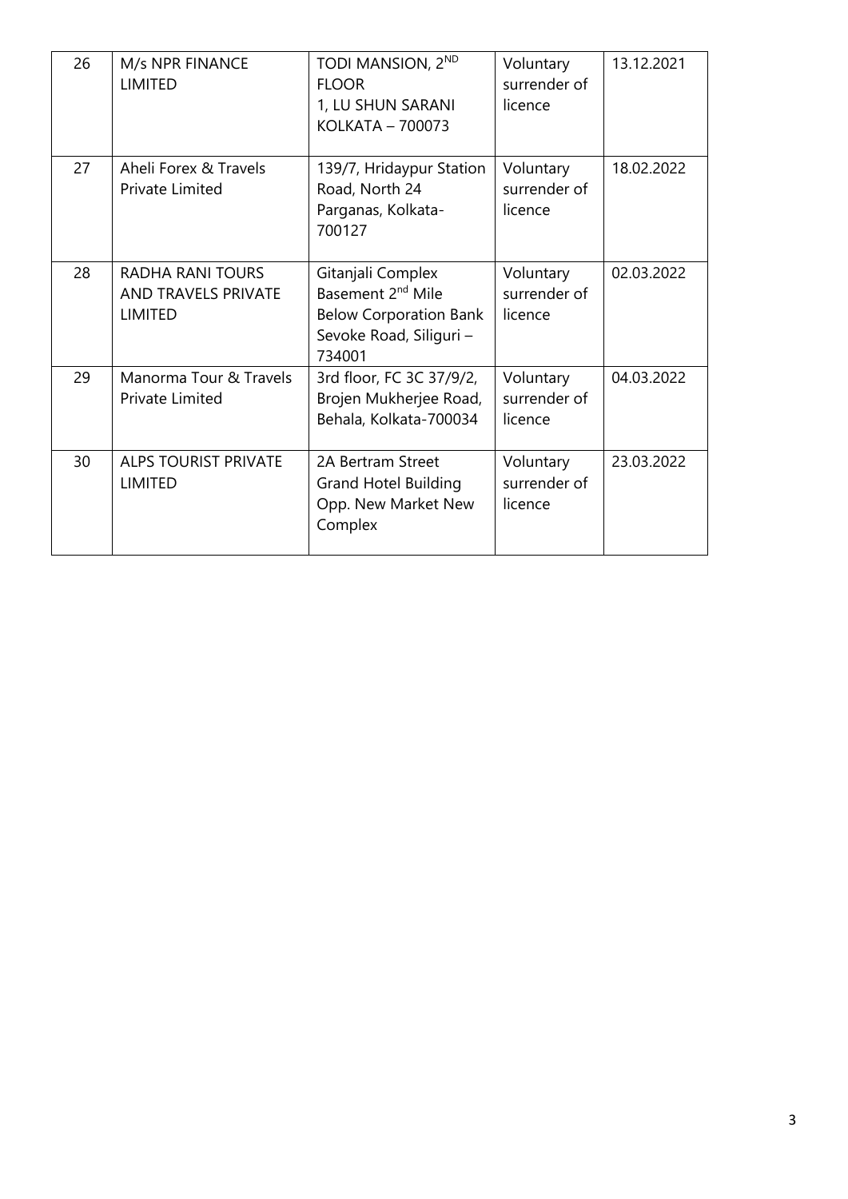| | | | | |
|---|---|---|---|---|
| 26 | M/s NPR FINANCE LIMITED | TODI MANSION, 2$^{ND}$ FLOOR 1, LU SHUN SARANI KOLKATA – 700073 | Voluntary surrender of licence | 13.12.2021 |
| 27 | Aheli Forex & Travels Private Limited | 139/7, Hridaypur Station Road, North 24 Parganas, Kolkata-700127 | Voluntary surrender of licence | 18.02.2022 |
| 28 | RADHA RANI TOURS AND TRAVELS PRIVATE LIMITED | Gitanjali Complex Basement 2$^{nd}$ Mile Below Corporation Bank Sevoke Road, Siliguri – 734001 | Voluntary surrender of licence | 02.03.2022 |
| 29 | Manorma Tour & Travels Private Limited | 3rd floor, FC 3C 37/9/2, Brojen Mukherjee Road, Behala, Kolkata-700034 | Voluntary surrender of licence | 04.03.2022 |
| 30 | ALPS TOURIST PRIVATE LIMITED | 2A Bertram Street Grand Hotel Building Opp. New Market New Complex | Voluntary surrender of licence | 23.03.2022 |